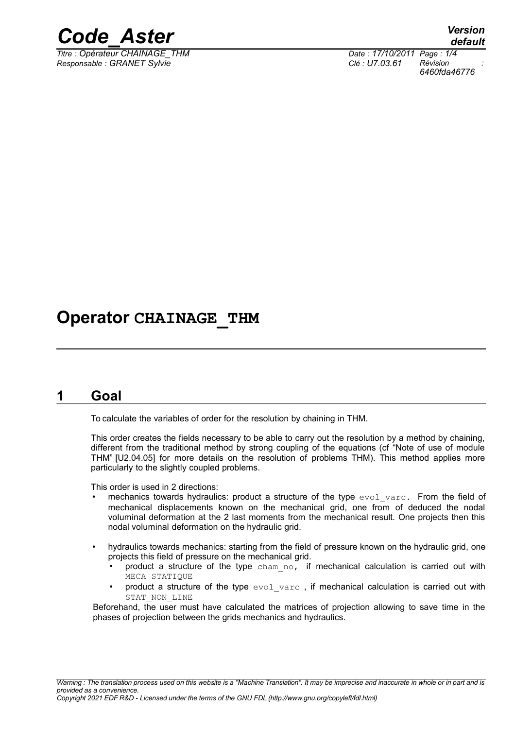# Operator CHAINAGE_THM

## 1 Goal

To calculate the variables of order for the resolution by chaining in THM.

This order creates the fields necessary to be able to carry out the resolution by a method by chaining, different from the traditional method by strong coupling of the equations (cf "Note of use of module THM" [U2.04.05] for more details on the resolution of problems THM). This method applies more particularly to the slightly coupled problems.

This order is used in 2 directions:

- mechanics towards hydraulics: product a structure of the type `evol_varc`. From the field of mechanical displacements known on the mechanical grid, one from of deduced the nodal voluminal deformation at the 2 last moments from the mechanical result. One projects then this nodal voluminal deformation on the hydraulic grid.
- hydraulics towards mechanics: starting from the field of pressure known on the hydraulic grid, one projects this field of pressure on the mechanical grid.
  - product a structure of the type `cham_no`, if mechanical calculation is carried out with `MECA_STATIQUE`
  - product a structure of the type `evol_varc` , if mechanical calculation is carried out with `STAT_NON_LINE`

Beforehand, the user must have calculated the matrices of projection allowing to save time in the phases of projection between the grids mechanics and hydraulics.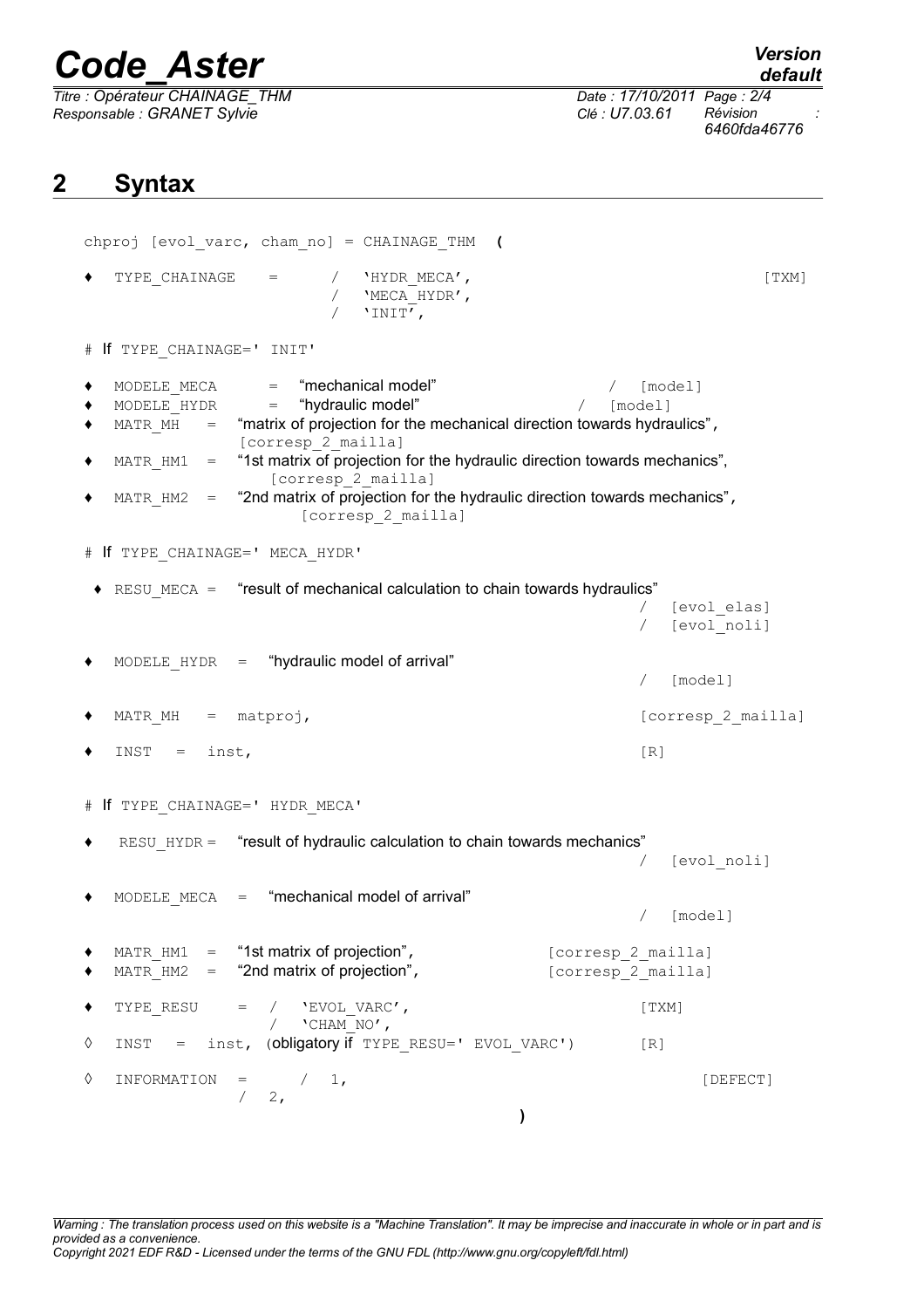## 2 Syntax

```
chproj [evol_varc, cham_no] = CHAINAGE_THM  (

♦  TYPE_CHAINAGE    =     /  'HYDR_MECA',                                        [TXM]
                          /  'MECA_HYDR',
                          /  'INIT',

# If TYPE_CHAINAGE=' INIT'

♦  MODELE_MECA      =  "mechanical model"                          /  [model]
♦  MODELE_HYDR      =  "hydraulic model"                        /  [model]
♦  MATR_MH   =  "matrix of projection for the mechanical direction towards hydraulics",
                  [corresp_2_mailla]
♦  MATR_HM1  =  "1st matrix of projection for the hydraulic direction towards mechanics",
                     [corresp_2_mailla]
♦  MATR_HM2  =  "2nd matrix of projection for the hydraulic direction towards mechanics",
                        [corresp_2_mailla]

# If TYPE_CHAINAGE=' MECA_HYDR'

 ♦ RESU_MECA =   "result of mechanical calculation to chain towards hydraulics"
                                                                   /  [evol_elas]
                                                                   /  [evol_noli]

♦  MODELE_HYDR  =  "hydraulic model of arrival"
                                                                   /  [model]

♦  MATR_MH   =  matproj,                                              [corresp_2_mailla]

♦  INST   =  inst,                                                 [R]


# If TYPE_CHAINAGE=' HYDR_MECA'

♦   RESU_HYDR =   "result of hydraulic calculation to chain towards mechanics"
                                                                   /  [evol_noli]

♦  MODELE_MECA  =  "mechanical model of arrival"
                                                                   /  [model]

♦  MATR_HM1  =  "1st matrix of projection",              [corresp_2_mailla]
♦  MATR_HM2  =  "2nd matrix of projection",              [corresp_2_mailla]

♦  TYPE_RESU    =  /  'EVOL_VARC',                                 [TXM]
                   /  'CHAM_NO',
◊  INST   =  inst, (obligatory if TYPE_RESU=' EVOL_VARC')         [R]

◊  INFORMATION  =      /  1,                                            [DEFECT]
                  /  2,
                                                   )
```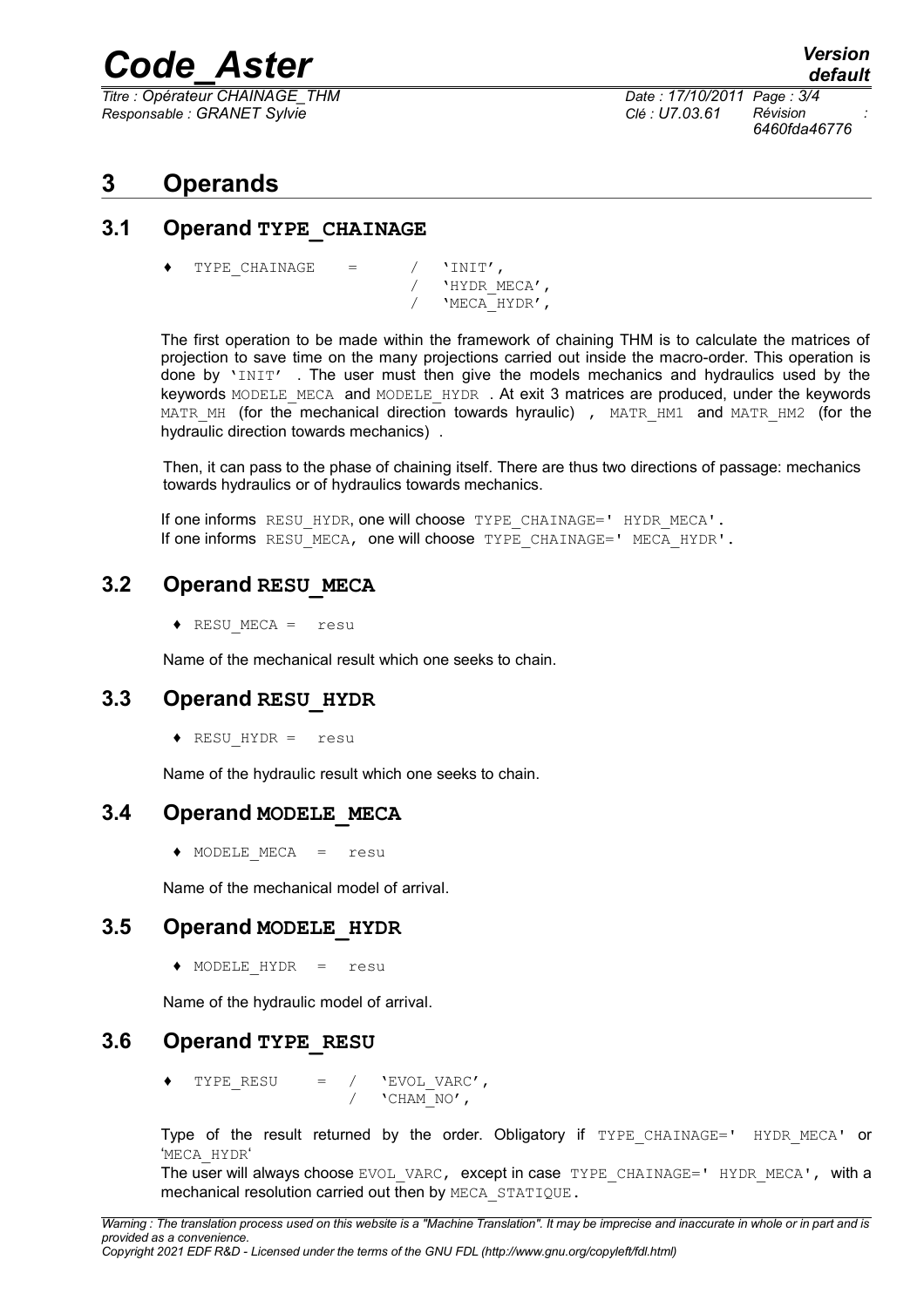# 3 Operands

## 3.1 Operand TYPE_CHAINAGE

```
♦  TYPE_CHAINAGE   =   /  'INIT',
                       /  'HYDR_MECA',
                       /  'MECA_HYDR',
```

The first operation to be made within the framework of chaining THM is to calculate the matrices of projection to save time on the many projections carried out inside the macro-order. This operation is done by 'INIT' . The user must then give the models mechanics and hydraulics used by the keywords MODELE_MECA and MODELE_HYDR . At exit 3 matrices are produced, under the keywords MATR_MH (for the mechanical direction towards hyraulic) , MATR_HM1 and MATR_HM2 (for the hydraulic direction towards mechanics) .

Then, it can pass to the phase of chaining itself. There are thus two directions of passage: mechanics towards hydraulics or of hydraulics towards mechanics.

If one informs RESU_HYDR, one will choose TYPE_CHAINAGE=' HYDR_MECA'.
If one informs RESU_MECA, one will choose TYPE_CHAINAGE=' MECA_HYDR'.

## 3.2 Operand RESU_MECA

```
♦ RESU_MECA =  resu
```

Name of the mechanical result which one seeks to chain.

## 3.3 Operand RESU_HYDR

```
♦ RESU_HYDR =  resu
```

Name of the hydraulic result which one seeks to chain.

## 3.4 Operand MODELE_MECA

```
♦ MODELE_MECA  =  resu
```

Name of the mechanical model of arrival.

## 3.5 Operand MODELE_HYDR

```
♦ MODELE_HYDR  =  resu
```

Name of the hydraulic model of arrival.

## 3.6 Operand TYPE_RESU

```
♦  TYPE_RESU    =  /  'EVOL_VARC',
                   /  'CHAM_NO',
```

Type of the result returned by the order. Obligatory if TYPE_CHAINAGE=' HYDR_MECA' or 'MECA_HYDR'
The user will always choose EVOL_VARC, except in case TYPE_CHAINAGE=' HYDR_MECA', with a mechanical resolution carried out then by MECA_STATIQUE.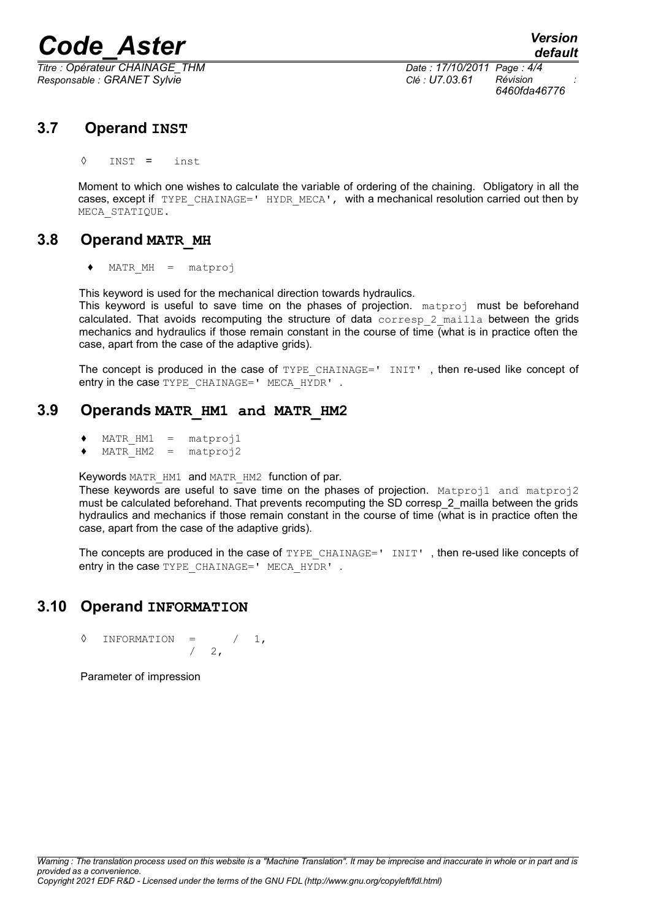## 3.7 Operand INST

```
◊    INST  =    inst
```

Moment to which one wishes to calculate the variable of ordering of the chaining. Obligatory in all the cases, except if `TYPE_CHAINAGE=' HYDR_MECA'`, with a mechanical resolution carried out then by `MECA_STATIQUE`.

## 3.8 Operand MATR_MH

```
♦    MATR_MH  =   matproj
```

This keyword is used for the mechanical direction towards hydraulics.
This keyword is useful to save time on the phases of projection. `matproj` must be beforehand calculated. That avoids recomputing the structure of data `corresp_2_mailla` between the grids mechanics and hydraulics if those remain constant in the course of time (what is in practice often the case, apart from the case of the adaptive grids).

The concept is produced in the case of `TYPE_CHAINAGE=' INIT'` , then re-used like concept of entry in the case `TYPE_CHAINAGE=' MECA_HYDR'` .

## 3.9 Operands MATR_HM1 and MATR_HM2

```
♦    MATR_HM1  =   matproj1
♦    MATR_HM2  =   matproj2
```

Keywords `MATR_HM1` and `MATR_HM2` function of par.
These keywords are useful to save time on the phases of projection. `Matproj1 and matproj2` must be calculated beforehand. That prevents recomputing the SD corresp_2_mailla between the grids hydraulics and mechanics if those remain constant in the course of time (what is in practice often the case, apart from the case of the adaptive grids).

The concepts are produced in the case of `TYPE_CHAINAGE=' INIT'` , then re-used like concepts of entry in the case `TYPE_CHAINAGE=' MECA_HYDR'` .

## 3.10 Operand INFORMATION

```
◊   INFORMATION   =      /  1,
                  /  2,
```

Parameter of impression